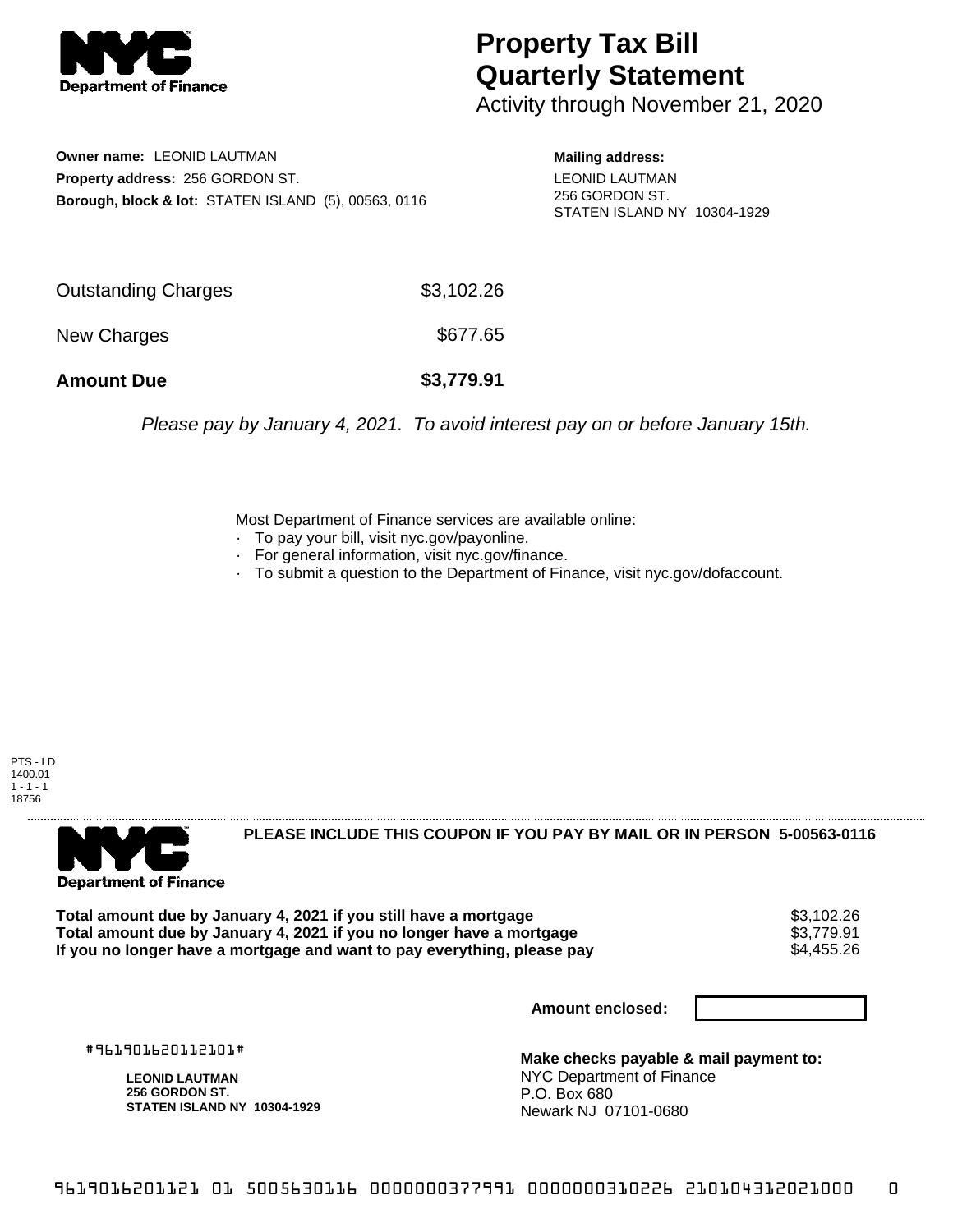# Property Tax Bill Quarterly Statement

Activity through November 21, 2020

**Owner name:** LEONID LAUTMAN
**Property address:** 256 GORDON ST.
**Borough, block & lot:** STATEN ISLAND (5), 00563, 0116

**Mailing address:**
LEONID LAUTMAN
256 GORDON ST.
STATEN ISLAND NY 10304-1929

| | |
|---|---|
| Outstanding Charges | $3,102.26 |
| New Charges | $677.65 |
| **Amount Due** | **$3,779.91** |

*Please pay by January 4, 2021. To avoid interest pay on or before January 15th.*

Most Department of Finance services are available online:
- To pay your bill, visit nyc.gov/payonline.
- For general information, visit nyc.gov/finance.
- To submit a question to the Department of Finance, visit nyc.gov/dofaccount.

PTS - LD
1400.01
1 - 1 - 1
18756

**PLEASE INCLUDE THIS COUPON IF YOU PAY BY MAIL OR IN PERSON 5-00563-0116**

| | |
|---|---|
| **Total amount due by January 4, 2021 if you still have a mortgage** | $3,102.26 |
| **Total amount due by January 4, 2021 if you no longer have a mortgage** | $3,779.91 |
| **If you no longer have a mortgage and want to pay everything, please pay** | $4,455.26 |

**Amount enclosed:**

#961901620112101#

**LEONID LAUTMAN**
**256 GORDON ST.**
**STATEN ISLAND NY 10304-1929**

**Make checks payable & mail payment to:**
NYC Department of Finance
P.O. Box 680
Newark NJ 07101-0680

9619016201121 01 5005630116 0000000377991 0000000310226 210104312021000 0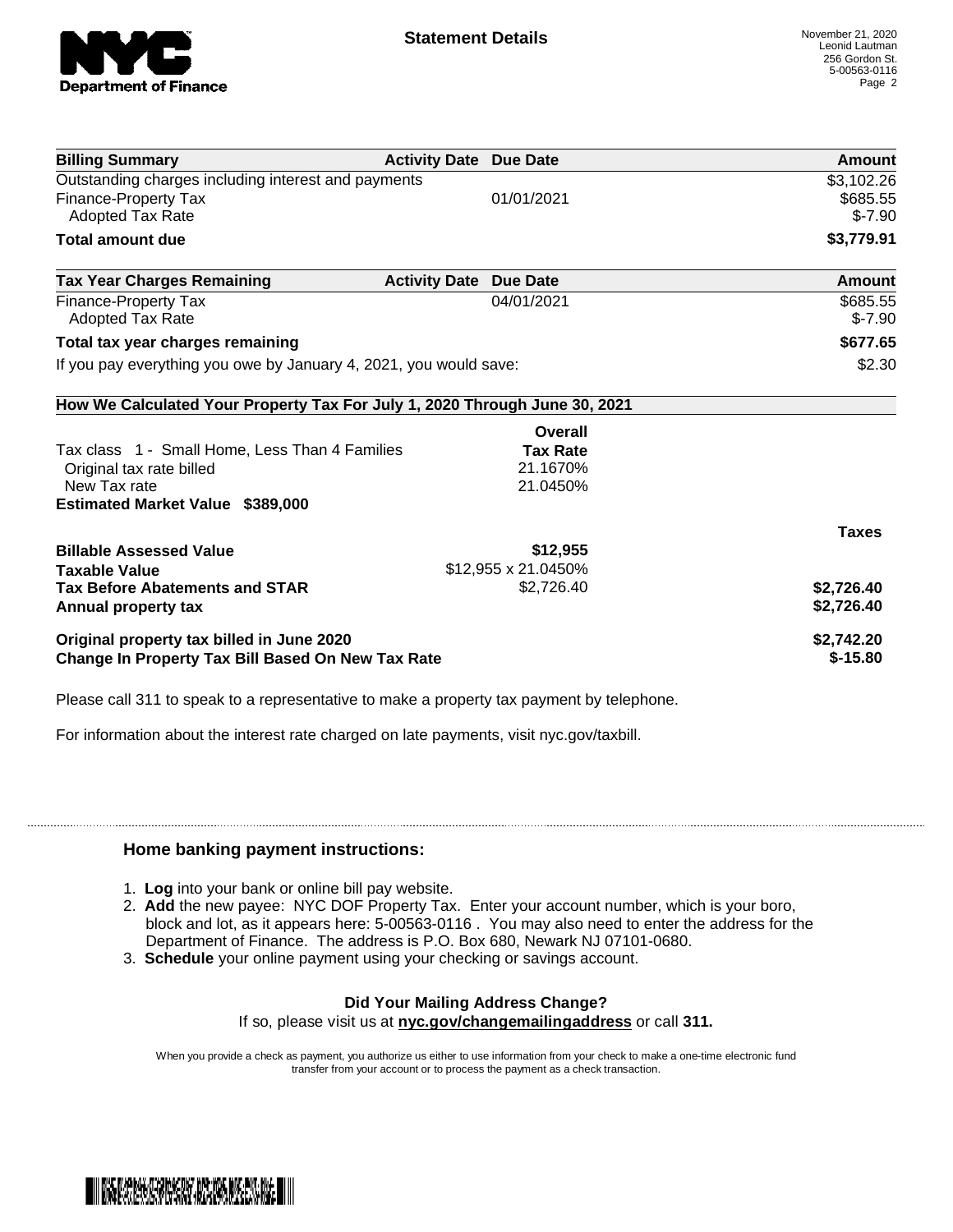**Statement Details**

November 21, 2020
Leonid Lautman
256 Gordon St.
5-00563-0116

| Billing Summary | Activity Date | Due Date | Amount |
|---|---|---|---|
| Outstanding charges including interest and payments | | | $3,102.26 |
| Finance-Property Tax | | 01/01/2021 | $685.55 |
| Adopted Tax Rate | | | $-7.90 |
| **Total amount due** | | | **$3,779.91** |

| Tax Year Charges Remaining | Activity Date | Due Date | Amount |
|---|---|---|---|
| Finance-Property Tax | | 04/01/2021 | $685.55 |
| Adopted Tax Rate | | | $-7.90 |
| **Total tax year charges remaining** | | | **$677.65** |
| If you pay everything you owe by January 4, 2021, you would save: | | | $2.30 |

**How We Calculated Your Property Tax For July 1, 2020 Through June 30, 2021**

| | Overall Tax Rate | |
|---|---|---|
| Tax class 1 - Small Home, Less Than 4 Families | | |
| Original tax rate billed | 21.1670% | |
| New Tax rate | 21.0450% | |
| **Estimated Market Value $389,000** | | |
| | | **Taxes** |
| **Billable Assessed Value** | **$12,955** | |
| **Taxable Value** | $12,955 x 21.0450% | |
| **Tax Before Abatements and STAR** | $2,726.40 | **$2,726.40** |
| **Annual property tax** | | **$2,726.40** |
| **Original property tax billed in June 2020** | | **$2,742.20** |
| **Change In Property Tax Bill Based On New Tax Rate** | | **$-15.80** |

Please call 311 to speak to a representative to make a property tax payment by telephone.

For information about the interest rate charged on late payments, visit nyc.gov/taxbill.

### Home banking payment instructions:

1. **Log** into your bank or online bill pay website.
2. **Add** the new payee: NYC DOF Property Tax. Enter your account number, which is your boro, block and lot, as it appears here: 5-00563-0116 . You may also need to enter the address for the Department of Finance. The address is P.O. Box 680, Newark NJ 07101-0680.
3. **Schedule** your online payment using your checking or savings account.

**Did Your Mailing Address Change?**
If so, please visit us at **nyc.gov/changemailingaddress** or call **311.**

When you provide a check as payment, you authorize us either to use information from your check to make a one-time electronic fund transfer from your account or to process the payment as a check transaction.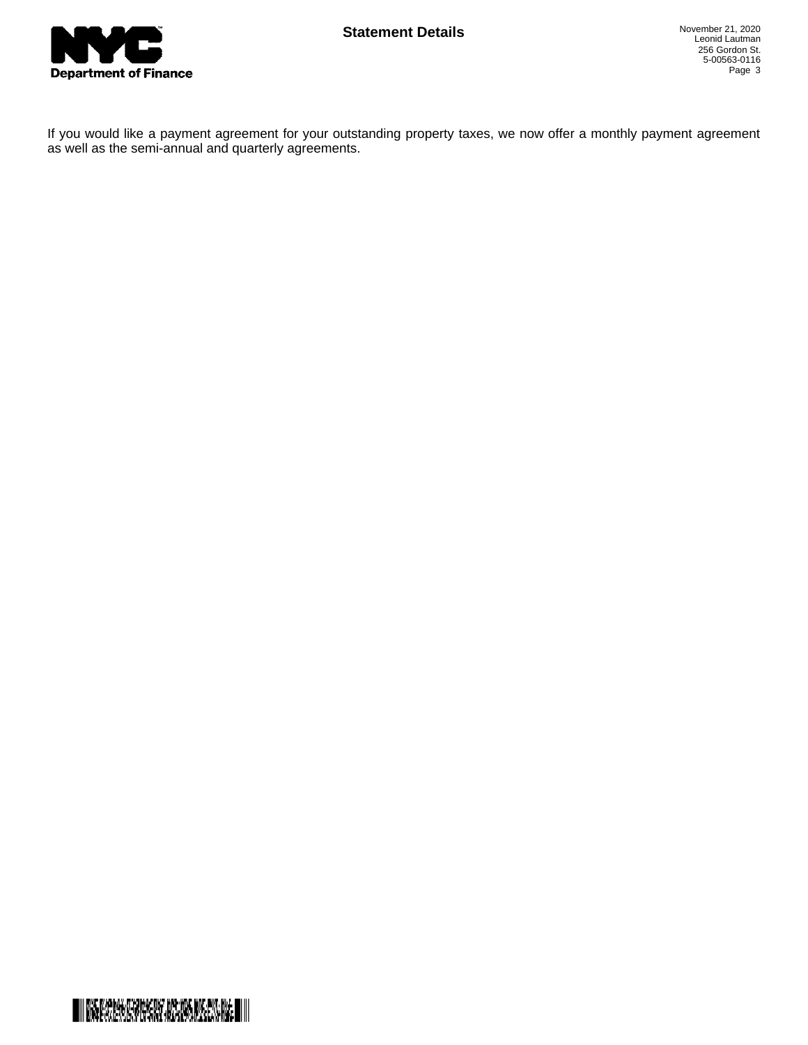If you would like a payment agreement for your outstanding property taxes, we now offer a monthly payment agreement as well as the semi-annual and quarterly agreements.